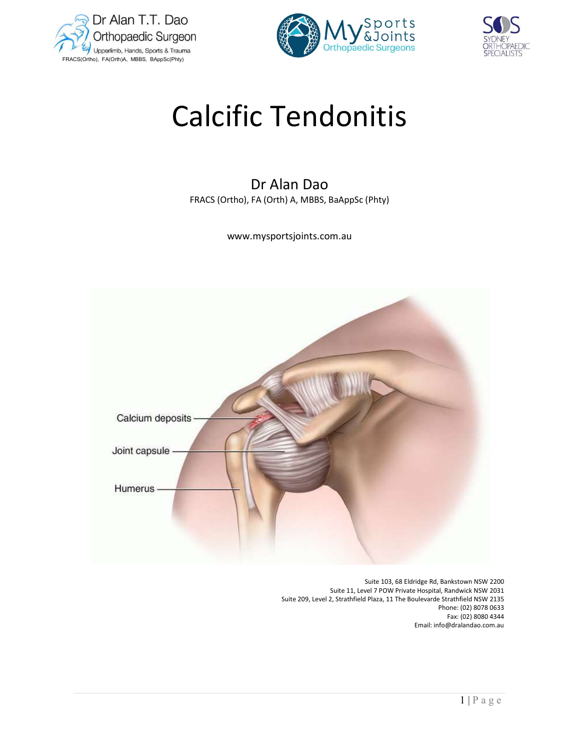Dr Alan T.T. Dao
Orthopaedic Surgeon
Upperlimb, Hands, Sports & Trauma
FRACS(Ortho), FA(Orth)A, MBBS, BAppSc(Phty)

My Sports & Joints Orthopaedic Surgeons

SOS Sydney Orthopaedic Specialists

# Calcific Tendonitis

Dr Alan Dao
FRACS (Ortho), FA (Orth) A, MBBS, BaAppSc (Phty)

www.mysportsjoints.com.au

Calcium deposits

Joint capsule

Humerus

Suite 103, 68 Eldridge Rd, Bankstown NSW 2200
Suite 11, Level 7 POW Private Hospital, Randwick NSW 2031
Suite 209, Level 2, Strathfield Plaza, 11 The Boulevarde Strathfield NSW 2135
Phone: (02) 8078 0633
Fax: (02) 8080 4344
Email: info@dralandao.com.au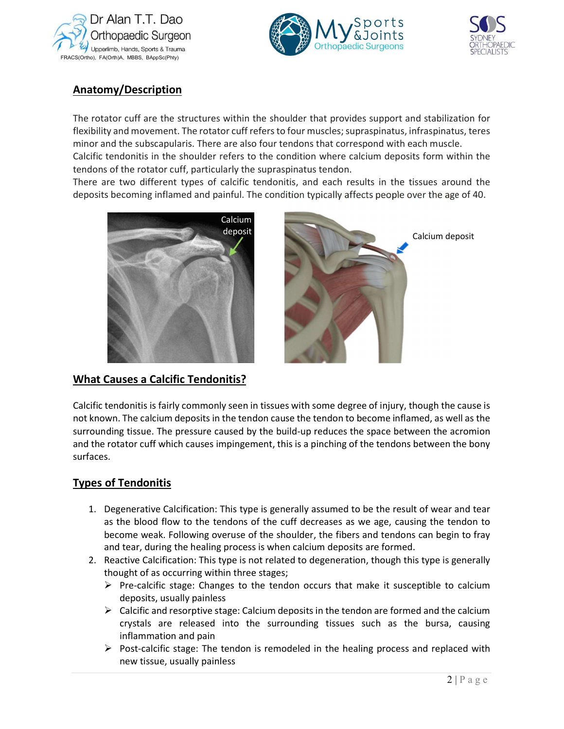## Anatomy/Description

The rotator cuff are the structures within the shoulder that provides support and stabilization for flexibility and movement. The rotator cuff refers to four muscles; supraspinatus, infraspinatus, teres minor and the subscapularis. There are also four tendons that correspond with each muscle.
Calcific tendonitis in the shoulder refers to the condition where calcium deposits form within the tendons of the rotator cuff, particularly the supraspinatus tendon.
There are two different types of calcific tendonitis, and each results in the tissues around the deposits becoming inflamed and painful. The condition typically affects people over the age of 40.

## What Causes a Calcific Tendonitis?

Calcific tendonitis is fairly commonly seen in tissues with some degree of injury, though the cause is not known. The calcium deposits in the tendon cause the tendon to become inflamed, as well as the surrounding tissue. The pressure caused by the build-up reduces the space between the acromion and the rotator cuff which causes impingement, this is a pinching of the tendons between the bony surfaces.

## Types of Tendonitis

1. Degenerative Calcification: This type is generally assumed to be the result of wear and tear as the blood flow to the tendons of the cuff decreases as we age, causing the tendon to become weak. Following overuse of the shoulder, the fibers and tendons can begin to fray and tear, during the healing process is when calcium deposits are formed.
2. Reactive Calcification: This type is not related to degeneration, though this type is generally thought of as occurring within three stages;
   - Pre-calcific stage: Changes to the tendon occurs that make it susceptible to calcium deposits, usually painless
   - Calcific and resorptive stage: Calcium deposits in the tendon are formed and the calcium crystals are released into the surrounding tissues such as the bursa, causing inflammation and pain
   - Post-calcific stage: The tendon is remodeled in the healing process and replaced with new tissue, usually painless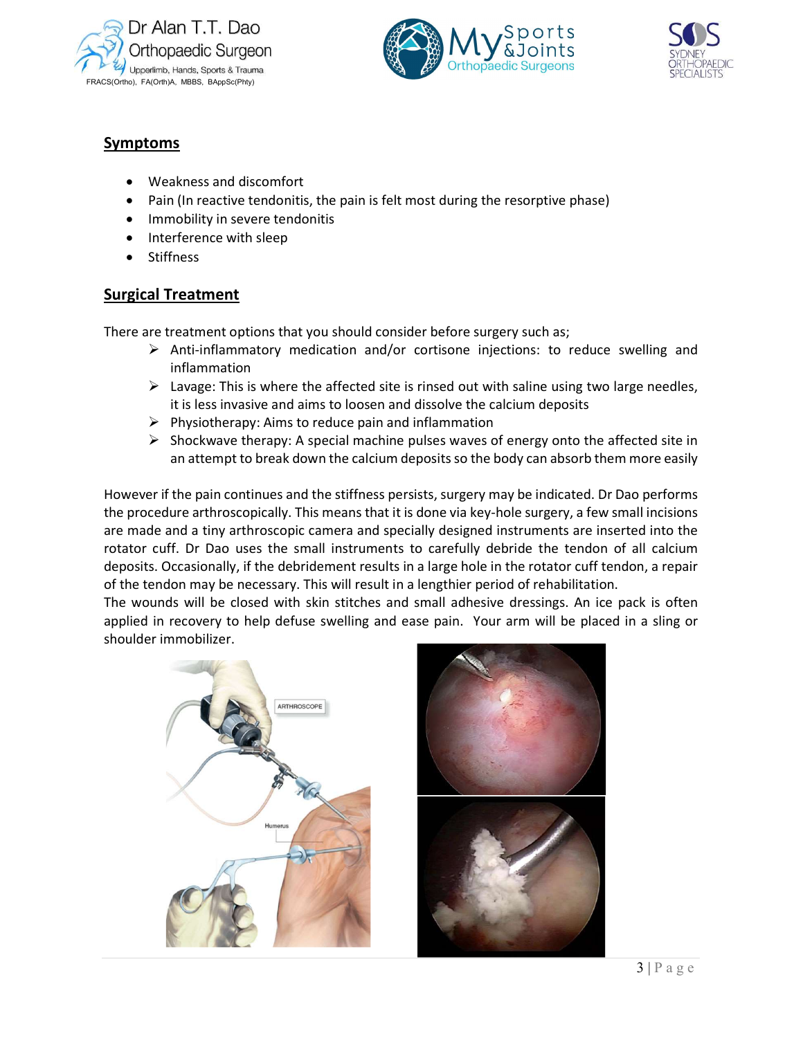## Symptoms

- Weakness and discomfort
- Pain (In reactive tendonitis, the pain is felt most during the resorptive phase)
- Immobility in severe tendonitis
- Interference with sleep
- Stiffness

## Surgical Treatment

There are treatment options that you should consider before surgery such as;

- Anti-inflammatory medication and/or cortisone injections: to reduce swelling and inflammation
- Lavage: This is where the affected site is rinsed out with saline using two large needles, it is less invasive and aims to loosen and dissolve the calcium deposits
- Physiotherapy: Aims to reduce pain and inflammation
- Shockwave therapy: A special machine pulses waves of energy onto the affected site in an attempt to break down the calcium deposits so the body can absorb them more easily

However if the pain continues and the stiffness persists, surgery may be indicated. Dr Dao performs the procedure arthroscopically. This means that it is done via key-hole surgery, a few small incisions are made and a tiny arthroscopic camera and specially designed instruments are inserted into the rotator cuff. Dr Dao uses the small instruments to carefully debride the tendon of all calcium deposits. Occasionally, if the debridement results in a large hole in the rotator cuff tendon, a repair of the tendon may be necessary. This will result in a lengthier period of rehabilitation.

The wounds will be closed with skin stitches and small adhesive dressings. An ice pack is often applied in recovery to help defuse swelling and ease pain. Your arm will be placed in a sling or shoulder immobilizer.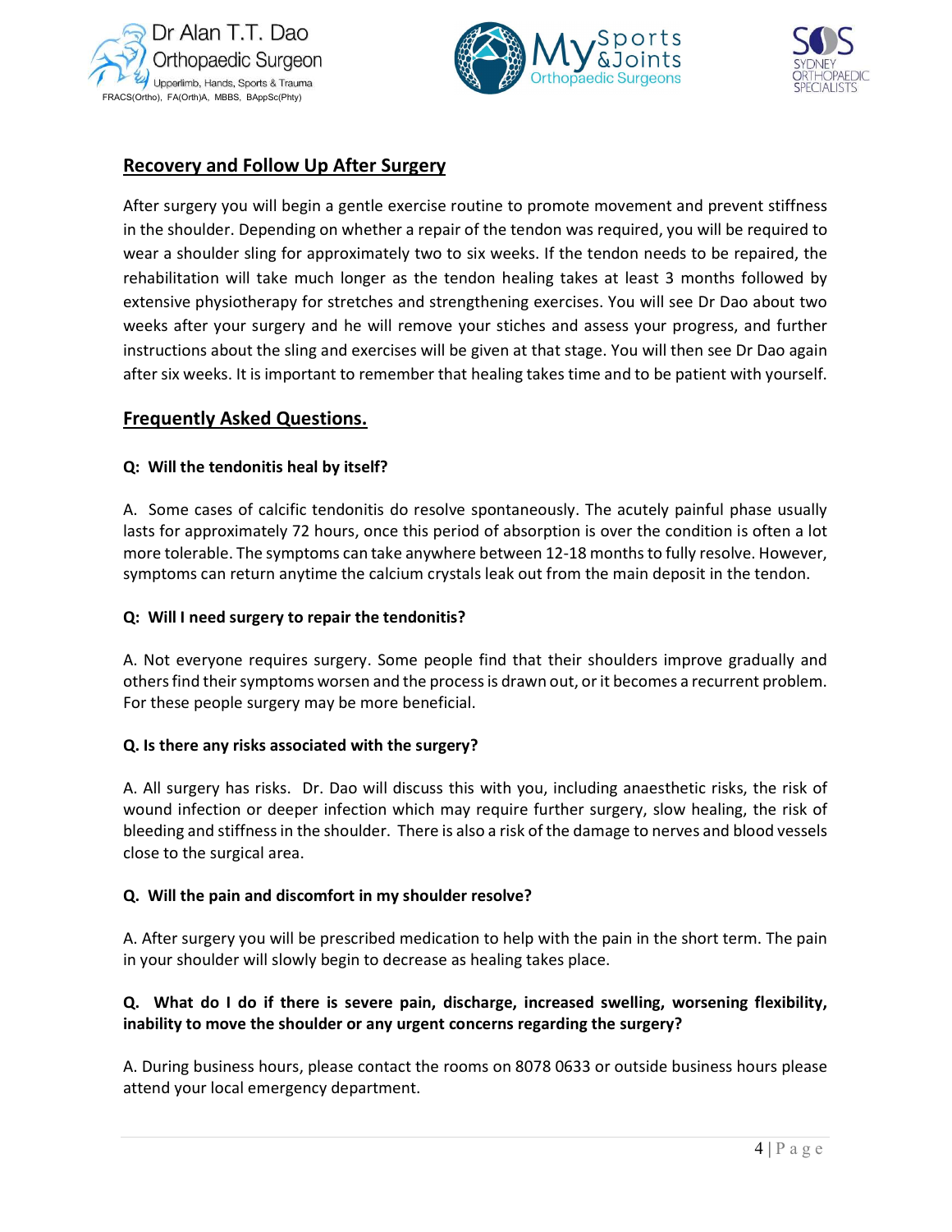## Recovery and Follow Up After Surgery

After surgery you will begin a gentle exercise routine to promote movement and prevent stiffness in the shoulder. Depending on whether a repair of the tendon was required, you will be required to wear a shoulder sling for approximately two to six weeks. If the tendon needs to be repaired, the rehabilitation will take much longer as the tendon healing takes at least 3 months followed by extensive physiotherapy for stretches and strengthening exercises. You will see Dr Dao about two weeks after your surgery and he will remove your stiches and assess your progress, and further instructions about the sling and exercises will be given at that stage. You will then see Dr Dao again after six weeks. It is important to remember that healing takes time and to be patient with yourself.

## Frequently Asked Questions.

**Q: Will the tendonitis heal by itself?**

A. Some cases of calcific tendonitis do resolve spontaneously. The acutely painful phase usually lasts for approximately 72 hours, once this period of absorption is over the condition is often a lot more tolerable. The symptoms can take anywhere between 12-18 months to fully resolve. However, symptoms can return anytime the calcium crystals leak out from the main deposit in the tendon.

**Q: Will I need surgery to repair the tendonitis?**

A. Not everyone requires surgery. Some people find that their shoulders improve gradually and others find their symptoms worsen and the process is drawn out, or it becomes a recurrent problem. For these people surgery may be more beneficial.

**Q. Is there any risks associated with the surgery?**

A. All surgery has risks. Dr. Dao will discuss this with you, including anaesthetic risks, the risk of wound infection or deeper infection which may require further surgery, slow healing, the risk of bleeding and stiffness in the shoulder. There is also a risk of the damage to nerves and blood vessels close to the surgical area.

**Q. Will the pain and discomfort in my shoulder resolve?**

A. After surgery you will be prescribed medication to help with the pain in the short term. The pain in your shoulder will slowly begin to decrease as healing takes place.

**Q. What do I do if there is severe pain, discharge, increased swelling, worsening flexibility, inability to move the shoulder or any urgent concerns regarding the surgery?**

A. During business hours, please contact the rooms on 8078 0633 or outside business hours please attend your local emergency department.